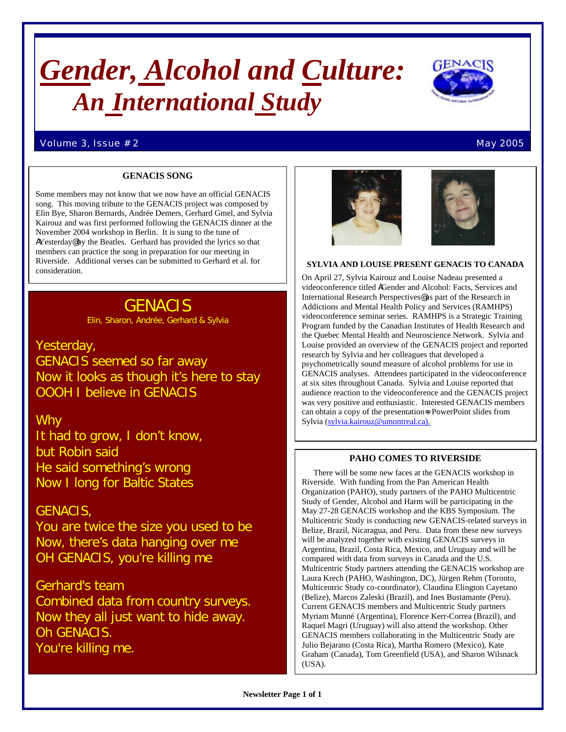# *Gender, Alcohol and Culture: An International Study*

Volume 3, Issue #2 May 2005

### GENACIS SONG

Some members may not know that we now have an official GENACIS song. This moving tribute to the GENACIS project was composed by Elin Bye, Sharon Bernards, Andrée Demers, Gerhard Gmel, and Sylvia Kairouz and was first performed following the GENACIS dinner at the November 2004 workshop in Berlin. It is sung to the tune of AYesterday@ by the Beatles. Gerhard has provided the lyrics so that members can practice the song in preparation for our meeting in Riverside. Additional verses can be submitted to Gerhard et al. for consideration.

## GENACIS

Elin, Sharon, Andrée, Gerhard & Sylvia

Yesterday,
GENACIS seemed so far away
Now it looks as though it's here to stay
OOOH I believe in GENACIS

Why
It had to grow, I don't know,
but Robin said
He said something's wrong
Now I long for Baltic States

GENACIS,
You are twice the size you used to be
Now, there's data hanging over me
OH GENACIS, you're killing me

Gerhard's team
Combined data from country surveys.
Now they all just want to hide away.
Oh GENACIS.
You're killing me.

### SYLVIA AND LOUISE PRESENT GENACIS TO CANADA

On April 27, Sylvia Kairouz and Louise Nadeau presented a videoconference titled AGender and Alcohol: Facts, Services and International Research Perspectives@ as part of the Research in Addictions and Mental Health Policy and Services (RAMHPS) videoconference seminar series. RAMHPS is a Strategic Training Program funded by the Canadian Institutes of Health Research and the Quebec Mental Health and Neuroscience Network. Sylvia and Louise provided an overview of the GENACIS project and reported research by Sylvia and her colleagues that developed a psychometrically sound measure of alcohol problems for use in GENACIS analyses. Attendees participated in the videoconference at six sites throughout Canada. Sylvia and Louise reported that audience reaction to the videoconference and the GENACIS project was very positive and enthusiastic. Interested GENACIS members can obtain a copy of the presentation=s PowerPoint slides from Sylvia (sylvia.kairouz@umontreal.ca).

### PAHO COMES TO RIVERSIDE

There will be some new faces at the GENACIS workshop in Riverside. With funding from the Pan American Health Organization (PAHO), study partners of the PAHO Multicentric Study of Gender, Alcohol and Harm will be participating in the May 27-28 GENACIS workshop and the KBS Symposium. The Multicentric Study is conducting new GENACIS-related surveys in Belize, Brazil, Nicaragua, and Peru. Data from these new surveys will be analyzed together with existing GENACIS surveys in Argentina, Brazil, Costa Rica, Mexico, and Uruguay and will be compared with data from surveys in Canada and the U.S. Multicentric Study partners attending the GENACIS workshop are Laura Krech (PAHO, Washington, DC), Jürgen Rehm (Toronto, Multicentric Study co-coordinator), Claudina Elington Cayetano (Belize), Marcos Zaleski (Brazil), and Ines Bustamante (Peru). Current GENACIS members and Multicentric Study partners Myriam Munné (Argentina), Florence Kerr-Correa (Brazil), and Raquel Magri (Uruguay) will also attend the workshop. Other GENACIS members collaborating in the Multicentric Study are Julio Bejarano (Costa Rica), Martha Romero (Mexico), Kate Graham (Canada), Tom Greenfield (USA), and Sharon Wilsnack (USA).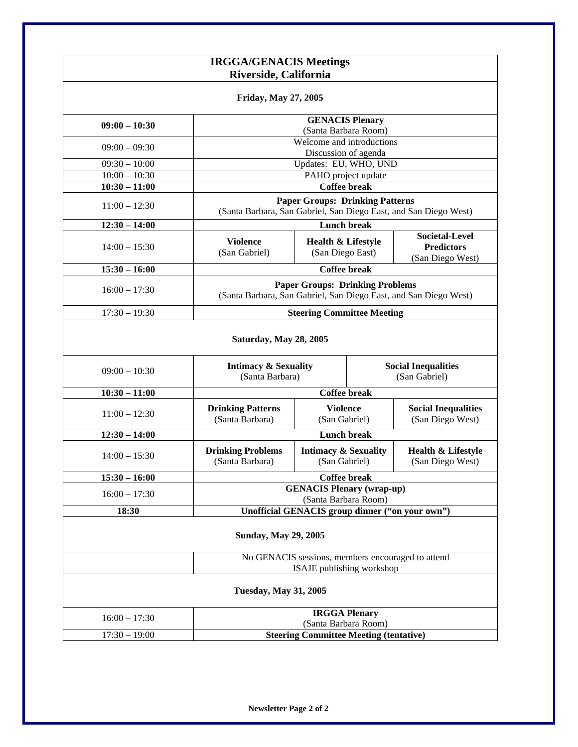| | | | |
|---|---|---|---|
| **IRGGA/GENACIS Meetings**<br>**Riverside, California** | | | |
| **Friday, May 27, 2005** | | | |
| **09:00 – 10:30** | **GENACIS Plenary**<br>(Santa Barbara Room) | | |
| 09:00 – 09:30 | Welcome and introductions<br>Discussion of agenda | | |
| 09:30 – 10:00 | Updates: EU, WHO, UND | | |
| 10:00 – 10:30 | PAHO project update | | |
| **10:30 – 11:00** | **Coffee break** | | |
| 11:00 – 12:30 | **Paper Groups: Drinking Patterns**<br>(Santa Barbara, San Gabriel, San Diego East, and San Diego West) | | |
| **12:30 – 14:00** | **Lunch break** | | |
| 14:00 – 15:30 | **Violence**<br>(San Gabriel) | **Health & Lifestyle**<br>(San Diego East) | **Societal-Level Predictors**<br>(San Diego West) |
| **15:30 – 16:00** | **Coffee break** | | |
| 16:00 – 17:30 | **Paper Groups: Drinking Problems**<br>(Santa Barbara, San Gabriel, San Diego East, and San Diego West) | | |
| 17:30 – 19:30 | **Steering Committee Meeting** | | |
| **Saturday, May 28, 2005** | | | |
| 09:00 – 10:30 | **Intimacy & Sexuality**<br>(Santa Barbara) | | **Social Inequalities**<br>(San Gabriel) |
| **10:30 – 11:00** | **Coffee break** | | |
| 11:00 – 12:30 | **Drinking Patterns**<br>(Santa Barbara) | **Violence**<br>(San Gabriel) | **Social Inequalities**<br>(San Diego West) |
| **12:30 – 14:00** | **Lunch break** | | |
| 14:00 – 15:30 | **Drinking Problems**<br>(Santa Barbara) | **Intimacy & Sexuality**<br>(San Gabriel) | **Health & Lifestyle**<br>(San Diego West) |
| **15:30 – 16:00** | **Coffee break** | | |
| 16:00 – 17:30 | **GENACIS Plenary (wrap-up)**<br>(Santa Barbara Room) | | |
| **18:30** | **Unofficial GENACIS group dinner ("on your own")** | | |
| **Sunday, May 29, 2005** | | | |
| | No GENACIS sessions, members encouraged to attend ISAJE publishing workshop | | |
| **Tuesday, May 31, 2005** | | | |
| 16:00 – 17:30 | **IRGGA Plenary**<br>(Santa Barbara Room) | | |
| 17:30 – 19:00 | **Steering Committee Meeting (tentative)** | | |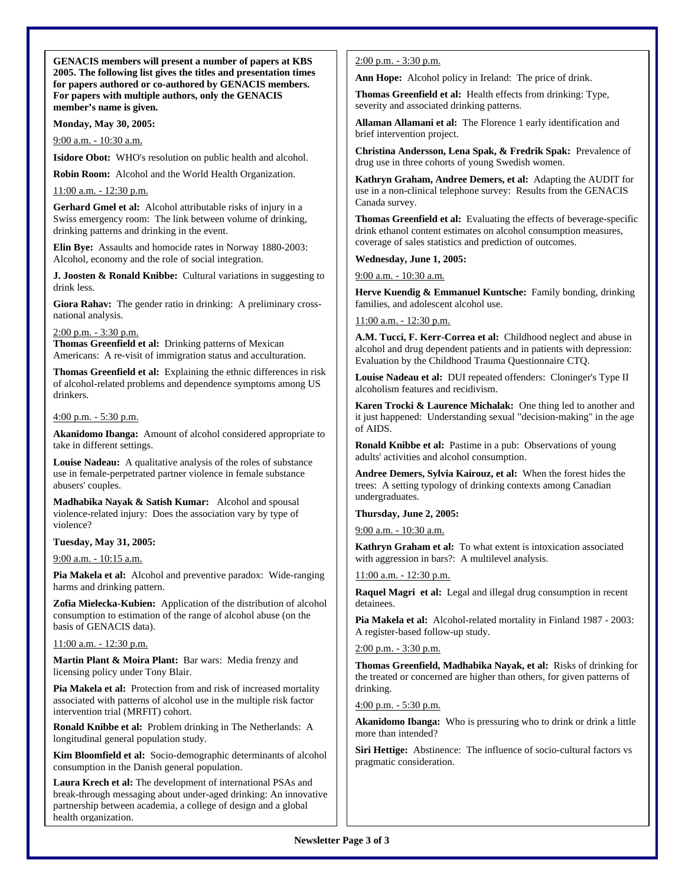**GENACIS members will present a number of papers at KBS 2005. The following list gives the titles and presentation times for papers authored or co-authored by GENACIS members. For papers with multiple authors, only the GENACIS member's name is given.**

**Monday, May 30, 2005:**

9:00 a.m. - 10:30 a.m.

**Isidore Obot:** WHO's resolution on public health and alcohol.

**Robin Room:** Alcohol and the World Health Organization.

11:00 a.m. - 12:30 p.m.

**Gerhard Gmel et al:** Alcohol attributable risks of injury in a Swiss emergency room: The link between volume of drinking, drinking patterns and drinking in the event.

**Elin Bye:** Assaults and homocide rates in Norway 1880-2003: Alcohol, economy and the role of social integration.

**J. Joosten & Ronald Knibbe:** Cultural variations in suggesting to drink less.

**Giora Rahav:** The gender ratio in drinking: A preliminary cross-national analysis.

2:00 p.m. - 3:30 p.m.

**Thomas Greenfield et al:** Drinking patterns of Mexican Americans: A re-visit of immigration status and acculturation.

**Thomas Greenfield et al:** Explaining the ethnic differences in risk of alcohol-related problems and dependence symptoms among US drinkers.

4:00 p.m. - 5:30 p.m.

**Akanidomo Ibanga:** Amount of alcohol considered appropriate to take in different settings.

**Louise Nadeau:** A qualitative analysis of the roles of substance use in female-perpetrated partner violence in female substance abusers' couples.

**Madhabika Nayak & Satish Kumar:** Alcohol and spousal violence-related injury: Does the association vary by type of violence?

**Tuesday, May 31, 2005:**

9:00 a.m. - 10:15 a.m.

**Pia Makela et al:** Alcohol and preventive paradox: Wide-ranging harms and drinking pattern.

**Zofia Mielecka-Kubien:** Application of the distribution of alcohol consumption to estimation of the range of alcohol abuse (on the basis of GENACIS data).

11:00 a.m. - 12:30 p.m.

**Martin Plant & Moira Plant:** Bar wars: Media frenzy and licensing policy under Tony Blair.

**Pia Makela et al:** Protection from and risk of increased mortality associated with patterns of alcohol use in the multiple risk factor intervention trial (MRFIT) cohort.

**Ronald Knibbe et al:** Problem drinking in The Netherlands: A longitudinal general population study.

**Kim Bloomfield et al:** Socio-demographic determinants of alcohol consumption in the Danish general population.

**Laura Krech et al:** The development of international PSAs and break-through messaging about under-aged drinking: An innovative partnership between academia, a college of design and a global health organization.

2:00 p.m. - 3:30 p.m.

**Ann Hope:** Alcohol policy in Ireland: The price of drink.

**Thomas Greenfield et al:** Health effects from drinking: Type, severity and associated drinking patterns.

**Allaman Allamani et al:** The Florence 1 early identification and brief intervention project.

**Christina Andersson, Lena Spak, & Fredrik Spak:** Prevalence of drug use in three cohorts of young Swedish women.

**Kathryn Graham, Andree Demers, et al:** Adapting the AUDIT for use in a non-clinical telephone survey: Results from the GENACIS Canada survey.

**Thomas Greenfield et al:** Evaluating the effects of beverage-specific drink ethanol content estimates on alcohol consumption measures, coverage of sales statistics and prediction of outcomes.

**Wednesday, June 1, 2005:**

9:00 a.m. - 10:30 a.m.

**Herve Kuendig & Emmanuel Kuntsche:** Family bonding, drinking families, and adolescent alcohol use.

11:00 a.m. - 12:30 p.m.

**A.M. Tucci, F. Kerr-Correa et al:** Childhood neglect and abuse in alcohol and drug dependent patients and in patients with depression: Evaluation by the Childhood Trauma Questionnaire CTQ.

**Louise Nadeau et al:** DUI repeated offenders: Cloninger's Type II alcoholism features and recidivism.

**Karen Trocki & Laurence Michalak:** One thing led to another and it just happened: Understanding sexual "decision-making" in the age of AIDS.

**Ronald Knibbe et al:** Pastime in a pub: Observations of young adults' activities and alcohol consumption.

**Andree Demers, Sylvia Kairouz, et al:** When the forest hides the trees: A setting typology of drinking contexts among Canadian undergraduates.

**Thursday, June 2, 2005:**

9:00 a.m. - 10:30 a.m.

**Kathryn Graham et al:** To what extent is intoxication associated with aggression in bars?: A multilevel analysis.

11:00 a.m. - 12:30 p.m.

**Raquel Magri et al:** Legal and illegal drug consumption in recent detainees.

**Pia Makela et al:** Alcohol-related mortality in Finland 1987 - 2003: A register-based follow-up study.

2:00 p.m. - 3:30 p.m.

**Thomas Greenfield, Madhabika Nayak, et al:** Risks of drinking for the treated or concerned are higher than others, for given patterns of drinking.

4:00 p.m. - 5:30 p.m.

**Akanidomo Ibanga:** Who is pressuring who to drink or drink a little more than intended?

**Siri Hettige:** Abstinence: The influence of socio-cultural factors vs pragmatic consideration.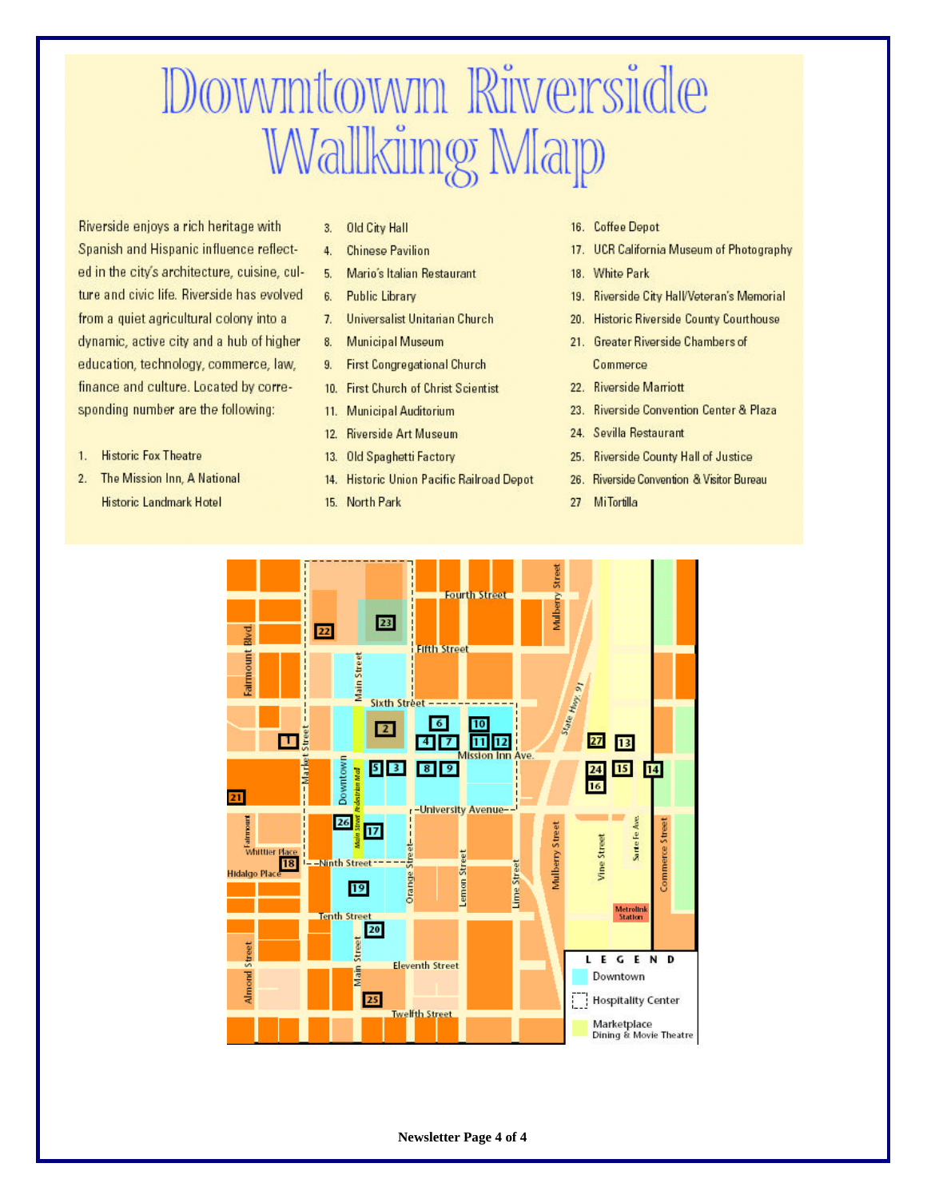# Downtown Riverside Walking Map

Riverside enjoys a rich heritage with Spanish and Hispanic influence reflected in the city's architecture, cuisine, culture and civic life. Riverside has evolved from a quiet agricultural colony into a dynamic, active city and a hub of higher education, technology, commerce, law, finance and culture. Located by corresponding number are the following:

1. Historic Fox Theatre
2. The Mission Inn, A National Historic Landmark Hotel
3. Old City Hall
4. Chinese Pavilion
5. Mario's Italian Restaurant
6. Public Library
7. Universalist Unitarian Church
8. Municipal Museum
9. First Congregational Church
10. First Church of Christ Scientist
11. Municipal Auditorium
12. Riverside Art Museum
13. Old Spaghetti Factory
14. Historic Union Pacific Railroad Depot
15. North Park
16. Coffee Depot
17. UCR California Museum of Photography
18. White Park
19. Riverside City Hall/Veteran's Memorial
20. Historic Riverside County Courthouse
21. Greater Riverside Chambers of Commerce
22. Riverside Marriott
23. Riverside Convention Center & Plaza
24. Sevilla Restaurant
25. Riverside County Hall of Justice
26. Riverside Convention & Visitor Bureau
27. Mi Tortilla

Fourth Street
Fifth Street
Sixth Street
Mission Inn Ave.
University Avenue
Ninth Street
Tenth Street
Eleventh Street
Twelfth Street
Fairmount Blvd.
Market Street
Main Street
Downtown Main Street Pedestrian Mall
Orange Street
Lemon Street
Lime Street
Mulberry Street
State Hwy. 91
Vine Street
Santa Fe Ave.
Commerce Street
Fairmount
Whittier Place
Hidalgo Place
Almond Street
Metrolink Station

LEGEND
Downtown
Hospitality Center
Marketplace Dining & Movie Theatre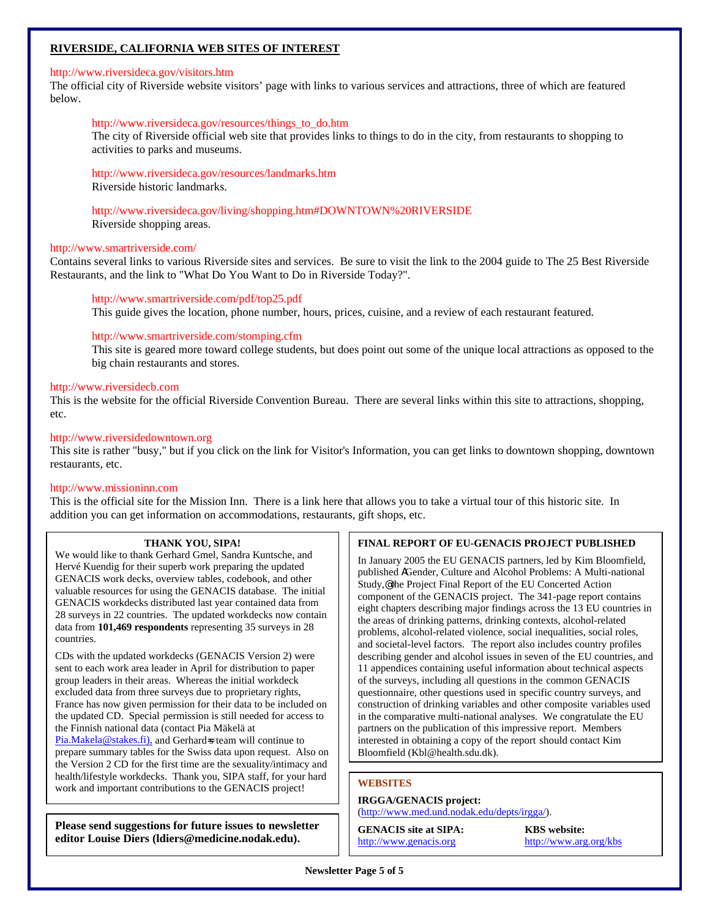## RIVERSIDE, CALIFORNIA WEB SITES OF INTEREST

http://www.riversideca.gov/visitors.htm
The official city of Riverside website visitors' page with links to various services and attractions, three of which are featured below.

> http://www.riversideca.gov/resources/things_to_do.htm
> The city of Riverside official web site that provides links to things to do in the city, from restaurants to shopping to activities to parks and museums.
>
> http://www.riversideca.gov/resources/landmarks.htm
> Riverside historic landmarks.
>
> http://www.riversideca.gov/living/shopping.htm#DOWNTOWN%20RIVERSIDE
> Riverside shopping areas.

http://www.smartriverside.com/
Contains several links to various Riverside sites and services. Be sure to visit the link to the 2004 guide to The 25 Best Riverside Restaurants, and the link to "What Do You Want to Do in Riverside Today?".

> http://www.smartriverside.com/pdf/top25.pdf
> This guide gives the location, phone number, hours, prices, cuisine, and a review of each restaurant featured.
>
> http://www.smartriverside.com/stomping.cfm
> This site is geared more toward college students, but does point out some of the unique local attractions as opposed to the big chain restaurants and stores.

http://www.riversidecb.com
This is the website for the official Riverside Convention Bureau. There are several links within this site to attractions, shopping, etc.

http://www.riversidedowntown.org
This site is rather "busy," but if you click on the link for Visitor's Information, you can get links to downtown shopping, downtown restaurants, etc.

http://www.missioninn.com
This is the official site for the Mission Inn. There is a link here that allows you to take a virtual tour of this historic site. In addition you can get information on accommodations, restaurants, gift shops, etc.

### THANK YOU, SIPA!

We would like to thank Gerhard Gmel, Sandra Kuntsche, and Hervé Kuendig for their superb work preparing the updated GENACIS work decks, overview tables, codebook, and other valuable resources for using the GENACIS database. The initial GENACIS workdecks distributed last year contained data from 28 surveys in 22 countries. The updated workdecks now contain data from **101,469 respondents** representing 35 surveys in 28 countries.

CDs with the updated workdecks (GENACIS Version 2) were sent to each work area leader in April for distribution to paper group leaders in their areas. Whereas the initial workdeck excluded data from three surveys due to proprietary rights, France has now given permission for their data to be included on the updated CD. Special permission is still needed for access to the Finnish national data (contact Pia Mäkelä at Pia.Makela@stakes.fi), and Gerhard=s team will continue to prepare summary tables for the Swiss data upon request. Also on the Version 2 CD for the first time are the sexuality/intimacy and health/lifestyle workdecks. Thank you, SIPA staff, for your hard work and important contributions to the GENACIS project!

**Please send suggestions for future issues to newsletter editor Louise Diers (ldiers@medicine.nodak.edu).**

### FINAL REPORT OF EU-GENACIS PROJECT PUBLISHED

In January 2005 the EU GENACIS partners, led by Kim Bloomfield, published AGender, Culture and Alcohol Problems: A Multi-national Study,@ the Project Final Report of the EU Concerted Action component of the GENACIS project. The 341-page report contains eight chapters describing major findings across the 13 EU countries in the areas of drinking patterns, drinking contexts, alcohol-related problems, alcohol-related violence, social inequalities, social roles, and societal-level factors. The report also includes country profiles describing gender and alcohol issues in seven of the EU countries, and 11 appendices containing useful information about technical aspects of the surveys, including all questions in the common GENACIS questionnaire, other questions used in specific country surveys, and construction of drinking variables and other composite variables used in the comparative multi-national analyses. We congratulate the EU partners on the publication of this impressive report. Members interested in obtaining a copy of the report should contact Kim Bloomfield (Kbl@health.sdu.dk).

### WEBSITES

**IRGGA/GENACIS project:**
(http://www.med.und.nodak.edu/depts/irgga/).

**GENACIS site at SIPA:**
http://www.genacis.org

**KBS website:**
http://www.arg.org/kbs